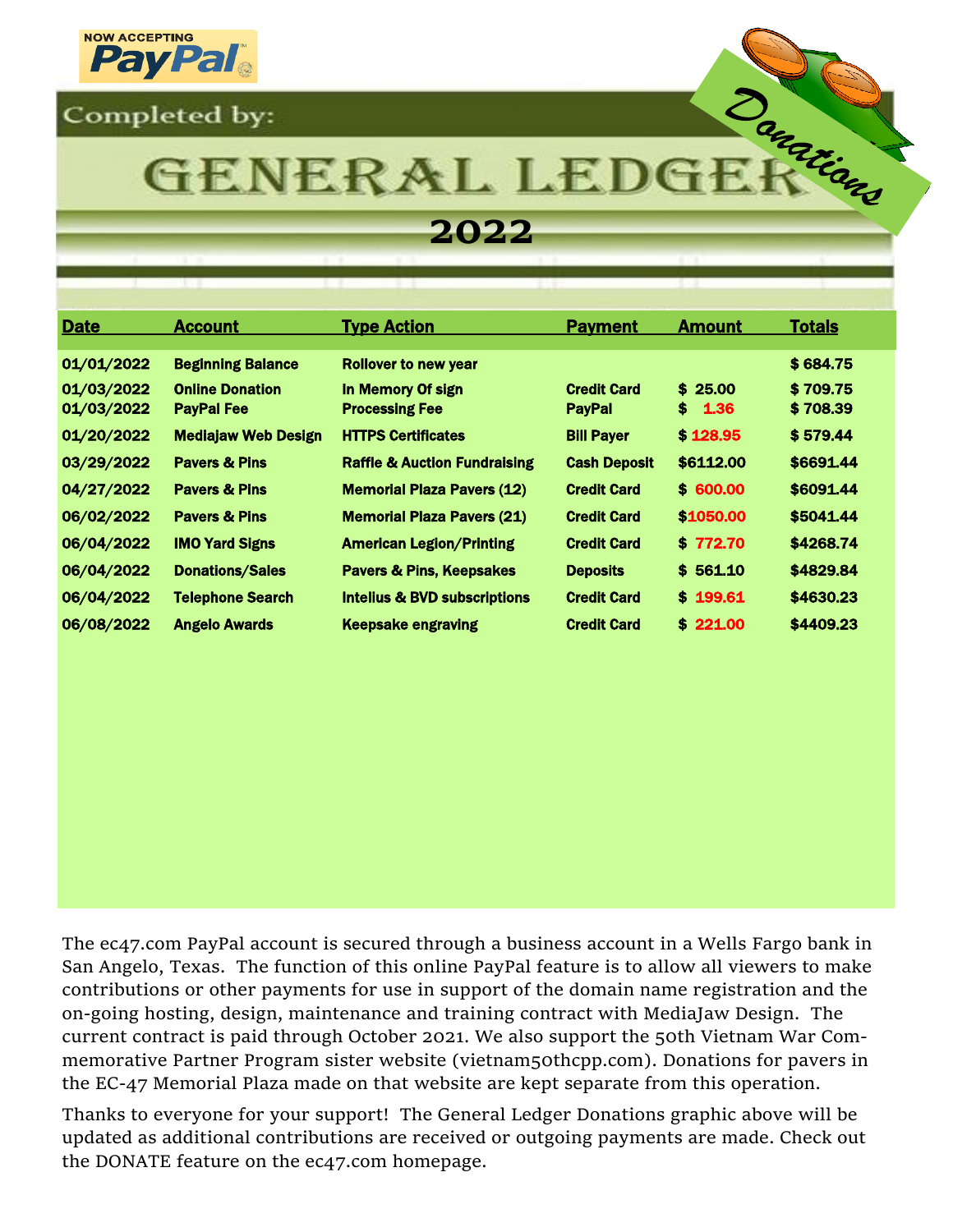NOW ACCEPTING PayPal

Completed by:

# GENERAL LEDGER

## 2022

Donations

| Date | Account | Type Action | Payment | Amount | Totals |
|---|---|---|---|---|---|
| 01/01/2022 | Beginning Balance | Rollover to new year | | | $ 684.75 |
| 01/03/2022 | Online Donation | In Memory Of sign | Credit Card | $ 25.00 | $ 709.75 |
| 01/03/2022 | PayPal Fee | Processing Fee | PayPal | $ 1.36 | $ 708.39 |
| 01/20/2022 | Mediajaw Web Design | HTTPS Certificates | Bill Payer | $ 128.95 | $ 579.44 |
| 03/29/2022 | Pavers & Pins | Raffle & Auction Fundraising | Cash Deposit | $6112.00 | $6691.44 |
| 04/27/2022 | Pavers & Pins | Memorial Plaza Pavers (12) | Credit Card | $ 600.00 | $6091.44 |
| 06/02/2022 | Pavers & Pins | Memorial Plaza Pavers (21) | Credit Card | $1050.00 | $5041.44 |
| 06/04/2022 | IMO Yard Signs | American Legion/Printing | Credit Card | $ 772.70 | $4268.74 |
| 06/04/2022 | Donations/Sales | Pavers & Pins, Keepsakes | Deposits | $ 561.10 | $4829.84 |
| 06/04/2022 | Telephone Search | Intelius & BVD subscriptions | Credit Card | $ 199.61 | $4630.23 |
| 06/08/2022 | Angelo Awards | Keepsake engraving | Credit Card | $ 221.00 | $4409.23 |

The ec47.com PayPal account is secured through a business account in a Wells Fargo bank in San Angelo, Texas. The function of this online PayPal feature is to allow all viewers to make contributions or other payments for use in support of the domain name registration and the on-going hosting, design, maintenance and training contract with MediaJaw Design. The current contract is paid through October 2021. We also support the 50th Vietnam War Commemorative Partner Program sister website (vietnam50thcpp.com). Donations for pavers in the EC-47 Memorial Plaza made on that website are kept separate from this operation.

Thanks to everyone for your support! The General Ledger Donations graphic above will be updated as additional contributions are received or outgoing payments are made. Check out the DONATE feature on the ec47.com homepage.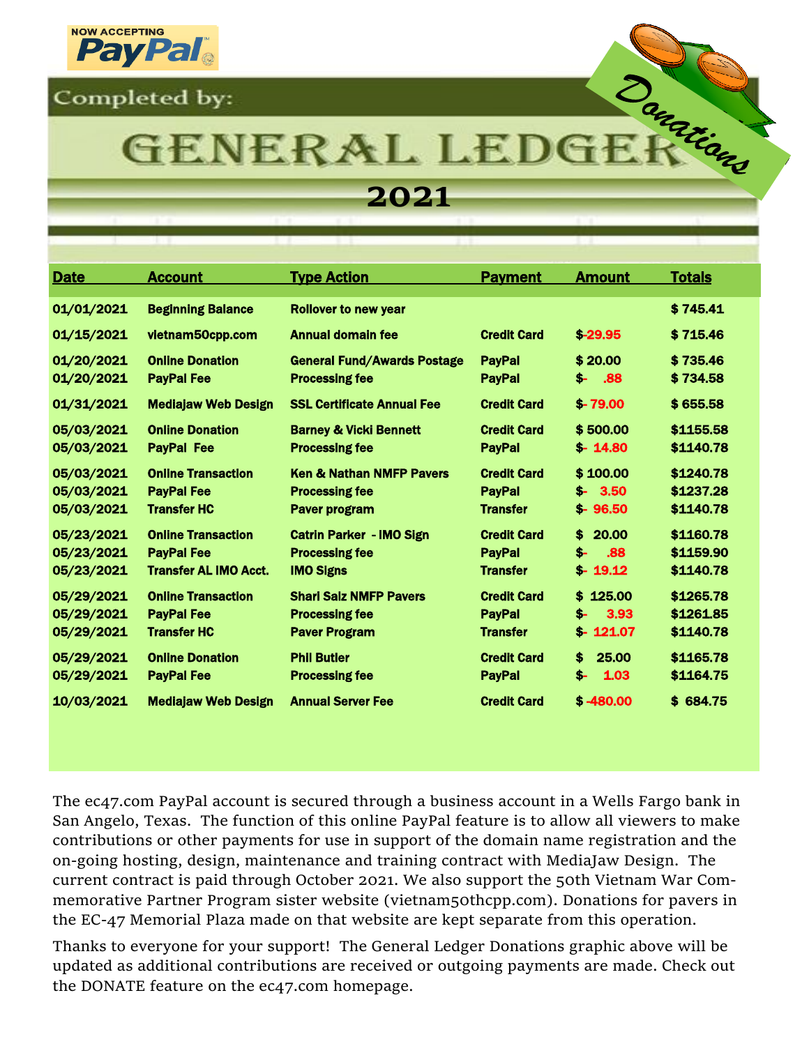NOW ACCEPTING PayPal

Completed by:

# GENERAL LEDGER

## 2021

Donations

| Date | Account | Type Action | Payment | Amount | Totals |
|---|---|---|---|---|---|
| 01/01/2021 | Beginning Balance | Rollover to new year | | | $ 745.41 |
| 01/15/2021 | vietnam50cpp.com | Annual domain fee | Credit Card | $-29.95 | $ 715.46 |
| 01/20/2021 | Online Donation | General Fund/Awards Postage | PayPal | $ 20.00 | $ 735.46 |
| 01/20/2021 | PayPal Fee | Processing fee | PayPal | $- .88 | $ 734.58 |
| 01/31/2021 | Mediajaw Web Design | SSL Certificate Annual Fee | Credit Card | $- 79.00 | $ 655.58 |
| 05/03/2021 | Online Donation | Barney & Vicki Bennett | Credit Card | $ 500.00 | $1155.58 |
| 05/03/2021 | PayPal Fee | Processing fee | PayPal | $- 14.80 | $1140.78 |
| 05/03/2021 | Online Transaction | Ken & Nathan NMFP Pavers | Credit Card | $ 100.00 | $1240.78 |
| 05/03/2021 | PayPal Fee | Processing fee | PayPal | $- 3.50 | $1237.28 |
| 05/03/2021 | Transfer HC | Paver program | Transfer | $- 96.50 | $1140.78 |
| 05/23/2021 | Online Transaction | Catrin Parker - IMO Sign | Credit Card | $ 20.00 | $1160.78 |
| 05/23/2021 | PayPal Fee | Processing fee | PayPal | $- .88 | $1159.90 |
| 05/23/2021 | Transfer AL IMO Acct. | IMO Signs | Transfer | $- 19.12 | $1140.78 |
| 05/29/2021 | Online Transaction | Shari Salz NMFP Pavers | Credit Card | $ 125.00 | $1265.78 |
| 05/29/2021 | PayPal Fee | Processing fee | PayPal | $- 3.93 | $1261.85 |
| 05/29/2021 | Transfer HC | Paver Program | Transfer | $- 121.07 | $1140.78 |
| 05/29/2021 | Online Donation | Phil Butler | Credit Card | $ 25.00 | $1165.78 |
| 05/29/2021 | PayPal Fee | Processing fee | PayPal | $- 1.03 | $1164.75 |
| 10/03/2021 | Mediajaw Web Design | Annual Server Fee | Credit Card | $ -480.00 | $ 684.75 |

The ec47.com PayPal account is secured through a business account in a Wells Fargo bank in San Angelo, Texas. The function of this online PayPal feature is to allow all viewers to make contributions or other payments for use in support of the domain name registration and the on-going hosting, design, maintenance and training contract with MediaJaw Design. The current contract is paid through October 2021. We also support the 50th Vietnam War Commemorative Partner Program sister website (vietnam50thcpp.com). Donations for pavers in the EC-47 Memorial Plaza made on that website are kept separate from this operation.

Thanks to everyone for your support! The General Ledger Donations graphic above will be updated as additional contributions are received or outgoing payments are made. Check out the DONATE feature on the ec47.com homepage.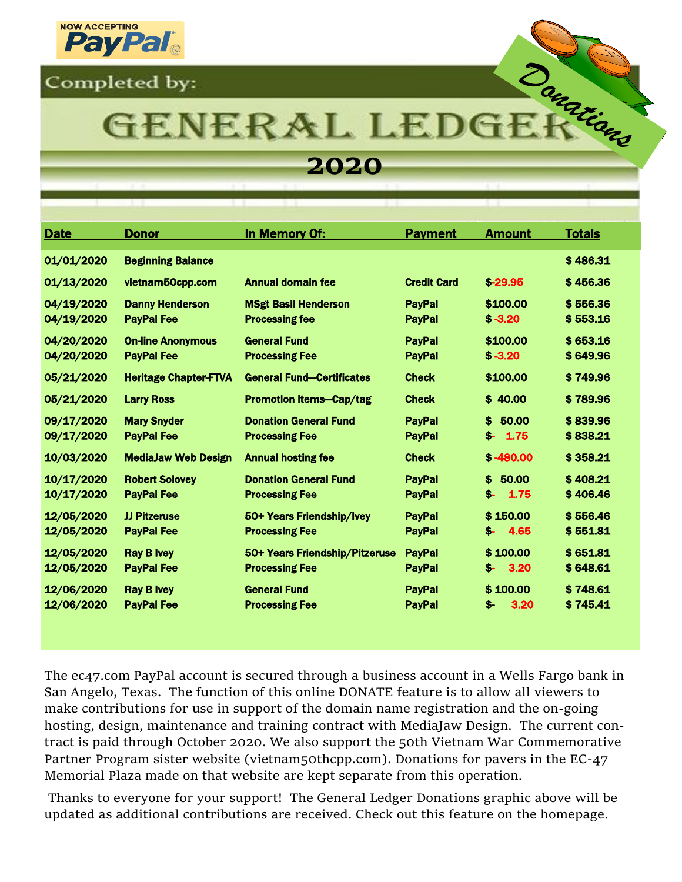NOW ACCEPTING PayPal

Completed by:

# GENERAL LEDGER

## 2020

Donations

| Date | Donor | In Memory Of: | Payment | Amount | Totals |
|---|---|---|---|---|---|
| 01/01/2020 | Beginning Balance | | | | $ 486.31 |
| 01/13/2020 | vietnam50cpp.com | Annual domain fee | Credit Card | $-29.95 | $ 456.36 |
| 04/19/2020 | Danny Henderson | MSgt Basil Henderson | PayPal | $100.00 | $ 556.36 |
| 04/19/2020 | PayPal Fee | Processing fee | PayPal | $ -3.20 | $ 553.16 |
| 04/20/2020 | On-line Anonymous | General Fund | PayPal | $100.00 | $ 653.16 |
| 04/20/2020 | PayPal Fee | Processing Fee | PayPal | $ -3.20 | $ 649.96 |
| 05/21/2020 | Heritage Chapter-FTVA | General Fund—Certificates | Check | $100.00 | $ 749.96 |
| 05/21/2020 | Larry Ross | Promotion items—Cap/tag | Check | $ 40.00 | $ 789.96 |
| 09/17/2020 | Mary Snyder | Donation General Fund | PayPal | $ 50.00 | $ 839.96 |
| 09/17/2020 | PayPal Fee | Processing Fee | PayPal | $- 1.75 | $ 838.21 |
| 10/03/2020 | MediaJaw Web Design | Annual hosting fee | Check | $ -480.00 | $ 358.21 |
| 10/17/2020 | Robert Solovey | Donation General Fund | PayPal | $ 50.00 | $ 408.21 |
| 10/17/2020 | PayPal Fee | Processing Fee | PayPal | $- 1.75 | $ 406.46 |
| 12/05/2020 | JJ Pitzeruse | 50+ Years Friendship/Ivey | PayPal | $ 150.00 | $ 556.46 |
| 12/05/2020 | PayPal Fee | Processing Fee | PayPal | $- 4.65 | $ 551.81 |
| 12/05/2020 | Ray B Ivey | 50+ Years Friendship/Pitzeruse | PayPal | $ 100.00 | $ 651.81 |
| 12/05/2020 | PayPal Fee | Processing Fee | PayPal | $- 3.20 | $ 648.61 |
| 12/06/2020 | Ray B Ivey | General Fund | PayPal | $ 100.00 | $ 748.61 |
| 12/06/2020 | PayPal Fee | Processing Fee | PayPal | $- 3.20 | $ 745.41 |

The ec47.com PayPal account is secured through a business account in a Wells Fargo bank in San Angelo, Texas. The function of this online DONATE feature is to allow all viewers to make contributions for use in support of the domain name registration and the on-going hosting, design, maintenance and training contract with MediaJaw Design. The current contract is paid through October 2020. We also support the 50th Vietnam War Commemorative Partner Program sister website (vietnam50thcpp.com). Donations for pavers in the EC-47 Memorial Plaza made on that website are kept separate from this operation.

Thanks to everyone for your support! The General Ledger Donations graphic above will be updated as additional contributions are received. Check out this feature on the homepage.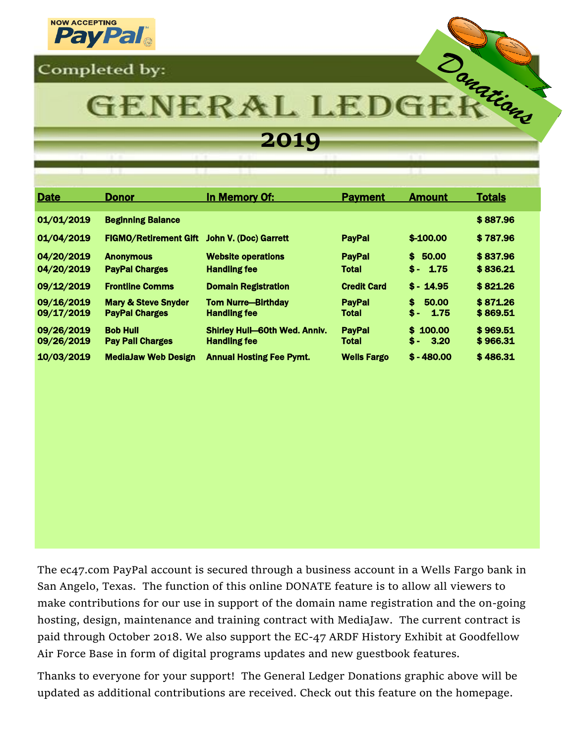NOW ACCEPTING PayPal

Completed by:

# GENERAL LEDGER

Donations

## 2019

| Date | Donor | In Memory Of: | Payment | Amount | Totals |
|---|---|---|---|---|---|
| 01/01/2019 | Beginning Balance | | | | $ 887.96 |
| 01/04/2019 | FIGMO/Retirement Gift | John V. (Doc) Garrett | PayPal | $-100.00 | $ 787.96 |
| 04/20/2019 | Anonymous | Website operations | PayPal | $ 50.00 | $ 837.96 |
| 04/20/2019 | PayPal Charges | Handling fee | Total | $ - 1.75 | $ 836.21 |
| 09/12/2019 | Frontline Comms | Domain Registration | Credit Card | $ - 14.95 | $ 821.26 |
| 09/16/2019 | Mary & Steve Snyder | Tom Nurre—Birthday | PayPal | $ 50.00 | $ 871.26 |
| 09/17/2019 | PayPal Charges | Handling fee | Total | $ - 1.75 | $ 869.51 |
| 09/26/2019 | Bob Hull | Shirley Hull—60th Wed. Anniv. | PayPal | $ 100.00 | $ 969.51 |
| 09/26/2019 | Pay Pall Charges | Handling fee | Total | $ - 3.20 | $ 966.31 |
| 10/03/2019 | MediaJaw Web Design | Annual Hosting Fee Pymt. | Wells Fargo | $ - 480.00 | $ 486.31 |

The ec47.com PayPal account is secured through a business account in a Wells Fargo bank in San Angelo, Texas. The function of this online DONATE feature is to allow all viewers to make contributions for our use in support of the domain name registration and the on-going hosting, design, maintenance and training contract with MediaJaw. The current contract is paid through October 2018. We also support the EC-47 ARDF History Exhibit at Goodfellow Air Force Base in form of digital programs updates and new guestbook features.

Thanks to everyone for your support! The General Ledger Donations graphic above will be updated as additional contributions are received. Check out this feature on the homepage.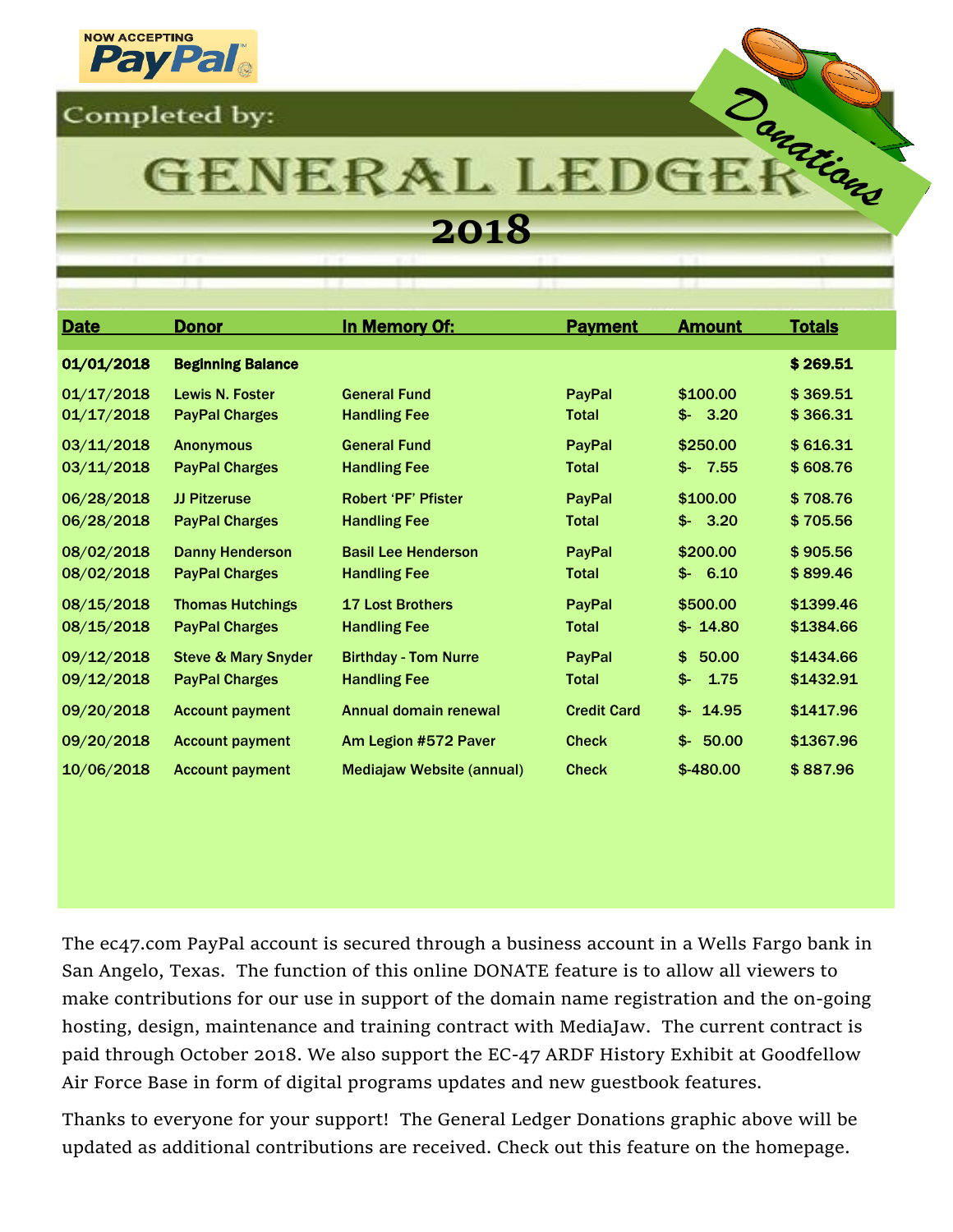NOW ACCEPTING PayPal

Completed by:

# GENERAL LEDGER

## 2018

Donations

| Date | Donor | In Memory Of: | Payment | Amount | Totals |
|---|---|---|---|---|---|
| **01/01/2018** | **Beginning Balance** | | | | **$ 269.51** |
| 01/17/2018 | Lewis N. Foster | General Fund | PayPal | $100.00 | $ 369.51 |
| 01/17/2018 | PayPal Charges | Handling Fee | Total | $- 3.20 | $ 366.31 |
| 03/11/2018 | Anonymous | General Fund | PayPal | $250.00 | $ 616.31 |
| 03/11/2018 | PayPal Charges | Handling Fee | Total | $- 7.55 | $ 608.76 |
| 06/28/2018 | JJ Pitzeruse | Robert 'PF' Pfister | PayPal | $100.00 | $ 708.76 |
| 06/28/2018 | PayPal Charges | Handling Fee | Total | $- 3.20 | $ 705.56 |
| 08/02/2018 | Danny Henderson | Basil Lee Henderson | PayPal | $200.00 | $ 905.56 |
| 08/02/2018 | PayPal Charges | Handling Fee | Total | $- 6.10 | $ 899.46 |
| 08/15/2018 | Thomas Hutchings | 17 Lost Brothers | PayPal | $500.00 | $1399.46 |
| 08/15/2018 | PayPal Charges | Handling Fee | Total | $- 14.80 | $1384.66 |
| 09/12/2018 | Steve & Mary Snyder | Birthday - Tom Nurre | PayPal | $ 50.00 | $1434.66 |
| 09/12/2018 | PayPal Charges | Handling Fee | Total | $- 1.75 | $1432.91 |
| 09/20/2018 | Account payment | Annual domain renewal | Credit Card | $- 14.95 | $1417.96 |
| 09/20/2018 | Account payment | Am Legion #572 Paver | Check | $- 50.00 | $1367.96 |
| 10/06/2018 | Account payment | Mediajaw Website (annual) | Check | $-480.00 | $ 887.96 |

The ec47.com PayPal account is secured through a business account in a Wells Fargo bank in San Angelo, Texas. The function of this online DONATE feature is to allow all viewers to make contributions for our use in support of the domain name registration and the on-going hosting, design, maintenance and training contract with MediaJaw. The current contract is paid through October 2018. We also support the EC-47 ARDF History Exhibit at Goodfellow Air Force Base in form of digital programs updates and new guestbook features.

Thanks to everyone for your support! The General Ledger Donations graphic above will be updated as additional contributions are received. Check out this feature on the homepage.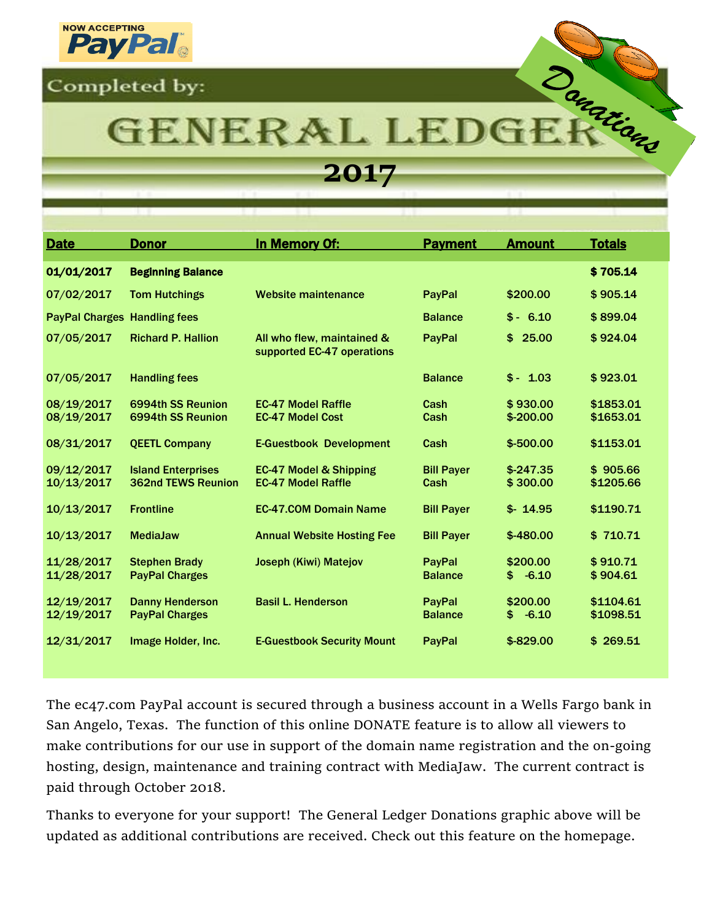NOW ACCEPTING PayPal

Completed by:

# GENERAL LEDGER

## 2017

Donations

| Date | Donor | In Memory Of: | Payment | Amount | Totals |
| --- | --- | --- | --- | --- | --- |
| **01/01/2017** | **Beginning Balance** | | | | **$ 705.14** |
| 07/02/2017 | Tom Hutchings | Website maintenance | PayPal | $200.00 | $ 905.14 |
| PayPal Charges | Handling fees | | Balance | $ - 6.10 | $ 899.04 |
| 07/05/2017 | Richard P. Hallion | All who flew, maintained & supported EC-47 operations | PayPal | $ 25.00 | $ 924.04 |
| 07/05/2017 | Handling fees | | Balance | $ - 1.03 | $ 923.01 |
| 08/19/2017 | 6994th SS Reunion | EC-47 Model Raffle | Cash | $ 930.00 | $1853.01 |
| 08/19/2017 | 6994th SS Reunion | EC-47 Model Cost | Cash | $-200.00 | $1653.01 |
| 08/31/2017 | QEETL Company | E-Guestbook Development | Cash | $-500.00 | $1153.01 |
| 09/12/2017 | Island Enterprises | EC-47 Model & Shipping | Bill Payer | $-247.35 | $ 905.66 |
| 10/13/2017 | 362nd TEWS Reunion | EC-47 Model Raffle | Cash | $ 300.00 | $1205.66 |
| 10/13/2017 | Frontline | EC-47.COM Domain Name | Bill Payer | $- 14.95 | $1190.71 |
| 10/13/2017 | MediaJaw | Annual Website Hosting Fee | Bill Payer | $-480.00 | $ 710.71 |
| 11/28/2017 | Stephen Brady | Joseph (Kiwi) Matejov | PayPal | $200.00 | $ 910.71 |
| 11/28/2017 | PayPal Charges | | Balance | $ -6.10 | $ 904.61 |
| 12/19/2017 | Danny Henderson | Basil L. Henderson | PayPal | $200.00 | $1104.61 |
| 12/19/2017 | PayPal Charges | | Balance | $ -6.10 | $1098.51 |
| 12/31/2017 | Image Holder, Inc. | E-Guestbook Security Mount | PayPal | $-829.00 | $ 269.51 |

The ec47.com PayPal account is secured through a business account in a Wells Fargo bank in San Angelo, Texas. The function of this online DONATE feature is to allow all viewers to make contributions for our use in support of the domain name registration and the on-going hosting, design, maintenance and training contract with MediaJaw. The current contract is paid through October 2018.

Thanks to everyone for your support! The General Ledger Donations graphic above will be updated as additional contributions are received. Check out this feature on the homepage.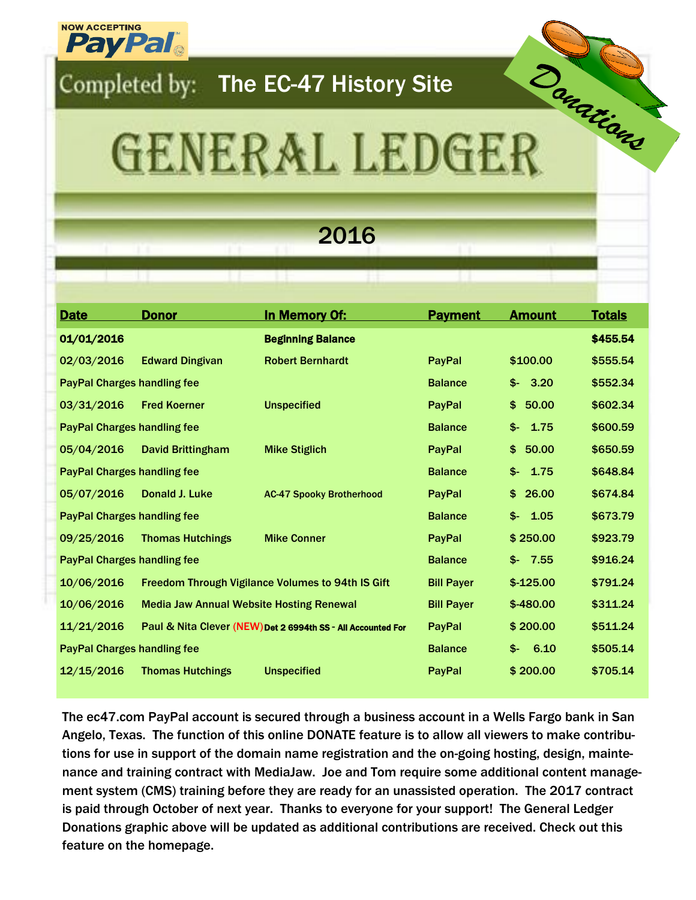NOW ACCEPTING PayPal

Completed by: The EC-47 History Site

Donations

# GENERAL LEDGER

## 2016

| Date | Donor | In Memory Of: | Payment | Amount | Totals |
|---|---|---|---|---|---|
| **01/01/2016** | | **Beginning Balance** | | | **$455.54** |
| 02/03/2016 | Edward Dingivan | Robert Bernhardt | PayPal | $100.00 | $555.54 |
| PayPal Charges handling fee | | | Balance | $- 3.20 | $552.34 |
| 03/31/2016 | Fred Koerner | Unspecified | PayPal | $ 50.00 | $602.34 |
| PayPal Charges handling fee | | | Balance | $- 1.75 | $600.59 |
| 05/04/2016 | David Brittingham | Mike Stiglich | PayPal | $ 50.00 | $650.59 |
| PayPal Charges handling fee | | | Balance | $- 1.75 | $648.84 |
| 05/07/2016 | Donald J. Luke | AC-47 Spooky Brotherhood | PayPal | $ 26.00 | $674.84 |
| PayPal Charges handling fee | | | Balance | $- 1.05 | $673.79 |
| 09/25/2016 | Thomas Hutchings | Mike Conner | PayPal | $ 250.00 | $923.79 |
| PayPal Charges handling fee | | | Balance | $- 7.55 | $916.24 |
| 10/06/2016 | Freedom Through Vigilance Volumes to 94th IS Gift | | Bill Payer | $-125.00 | $791.24 |
| 10/06/2016 | Media Jaw Annual Website Hosting Renewal | | Bill Payer | $-480.00 | $311.24 |
| 11/21/2016 | Paul & Nita Clever (NEW) | Det 2 6994th SS - All Accounted For | PayPal | $ 200.00 | $511.24 |
| PayPal Charges handling fee | | | Balance | $- 6.10 | $505.14 |
| 12/15/2016 | Thomas Hutchings | Unspecified | PayPal | $ 200.00 | $705.14 |

The ec47.com PayPal account is secured through a business account in a Wells Fargo bank in San Angelo, Texas. The function of this online DONATE feature is to allow all viewers to make contributions for use in support of the domain name registration and the on-going hosting, design, maintenance and training contract with MediaJaw. Joe and Tom require some additional content management system (CMS) training before they are ready for an unassisted operation. The 2017 contract is paid through October of next year. Thanks to everyone for your support! The General Ledger Donations graphic above will be updated as additional contributions are received. Check out this feature on the homepage.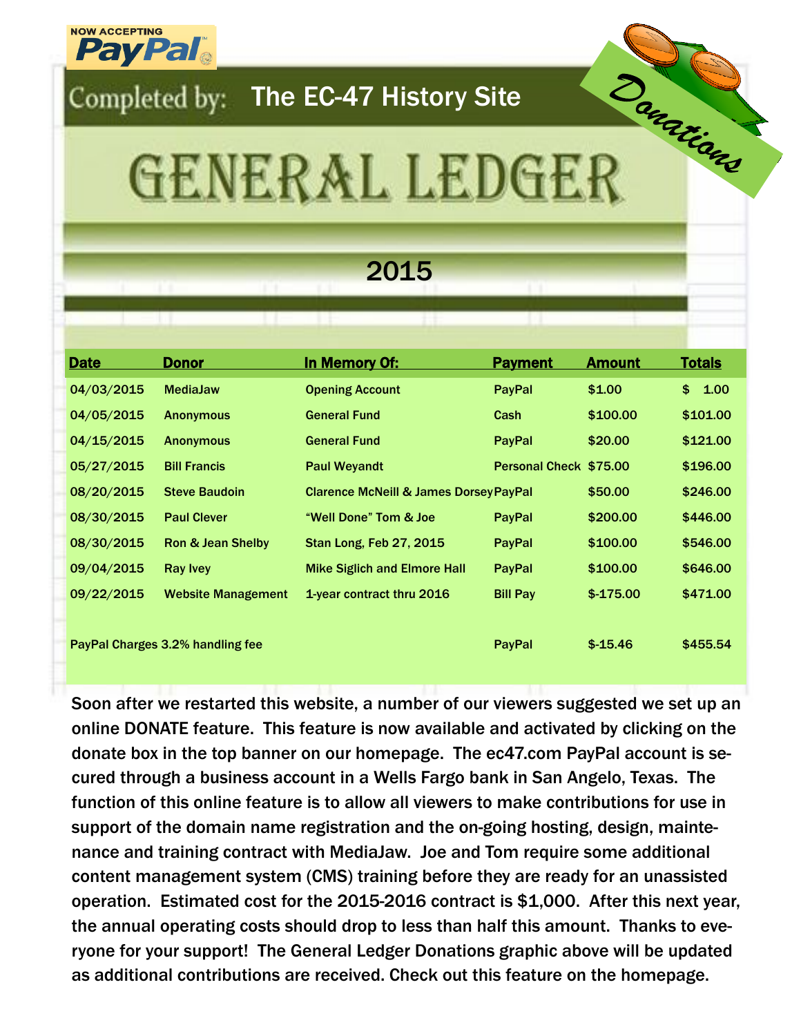NOW ACCEPTING PayPal

Completed by: The EC-47 History Site

Donations

# GENERAL LEDGER

## 2015

| Date | Donor | In Memory Of: | Payment | Amount | Totals |
|---|---|---|---|---|---|
| 04/03/2015 | MediaJaw | Opening Account | PayPal | $1.00 | $ 1.00 |
| 04/05/2015 | Anonymous | General Fund | Cash | $100.00 | $101.00 |
| 04/15/2015 | Anonymous | General Fund | PayPal | $20.00 | $121.00 |
| 05/27/2015 | Bill Francis | Paul Weyandt | Personal Check | $75.00 | $196.00 |
| 08/20/2015 | Steve Baudoin | Clarence McNeill & James Dorsey | PayPal | $50.00 | $246.00 |
| 08/30/2015 | Paul Clever | "Well Done" Tom & Joe | PayPal | $200.00 | $446.00 |
| 08/30/2015 | Ron & Jean Shelby | Stan Long, Feb 27, 2015 | PayPal | $100.00 | $546.00 |
| 09/04/2015 | Ray Ivey | Mike Siglich and Elmore Hall | PayPal | $100.00 | $646.00 |
| 09/22/2015 | Website Management | 1-year contract thru 2016 | Bill Pay | $-175.00 | $471.00 |
| PayPal Charges 3.2% handling fee | | | PayPal | $-15.46 | $455.54 |

Soon after we restarted this website, a number of our viewers suggested we set up an online DONATE feature. This feature is now available and activated by clicking on the donate box in the top banner on our homepage. The ec47.com PayPal account is secured through a business account in a Wells Fargo bank in San Angelo, Texas. The function of this online feature is to allow all viewers to make contributions for use in support of the domain name registration and the on-going hosting, design, maintenance and training contract with MediaJaw. Joe and Tom require some additional content management system (CMS) training before they are ready for an unassisted operation. Estimated cost for the 2015-2016 contract is $1,000. After this next year, the annual operating costs should drop to less than half this amount. Thanks to everyone for your support! The General Ledger Donations graphic above will be updated as additional contributions are received. Check out this feature on the homepage.